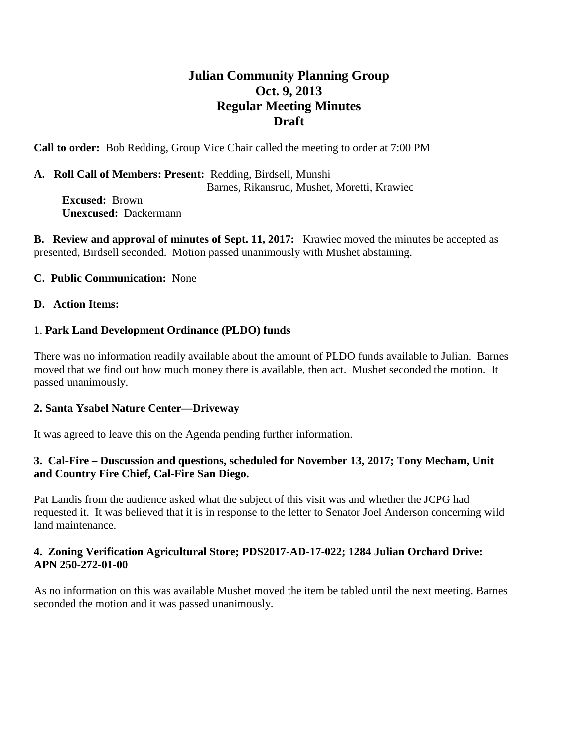# Julian Community Planning Group
## Oct. 9, 2013
## Regular Meeting Minutes
## Draft

**Call to order:** Bob Redding, Group Vice Chair called the meeting to order at 7:00 PM

**A. Roll Call of Members: Present:** Redding, Birdsell, Munshi
Barnes, Rikansrud, Mushet, Moretti, Krawiec

**Excused:** Brown
**Unexcused:** Dackermann

**B. Review and approval of minutes of Sept. 11, 2017:** Krawiec moved the minutes be accepted as presented, Birdsell seconded. Motion passed unanimously with Mushet abstaining.

**C. Public Communication:** None

**D. Action Items:**

1. **Park Land Development Ordinance (PLDO) funds**

There was no information readily available about the amount of PLDO funds available to Julian. Barnes moved that we find out how much money there is available, then act. Mushet seconded the motion. It passed unanimously.

**2. Santa Ysabel Nature Center—Driveway**

It was agreed to leave this on the Agenda pending further information.

**3. Cal-Fire – Duscussion and questions, scheduled for November 13, 2017; Tony Mecham, Unit and Country Fire Chief, Cal-Fire San Diego.**

Pat Landis from the audience asked what the subject of this visit was and whether the JCPG had requested it. It was believed that it is in response to the letter to Senator Joel Anderson concerning wild land maintenance.

**4. Zoning Verification Agricultural Store; PDS2017-AD-17-022; 1284 Julian Orchard Drive: APN 250-272-01-00**

As no information on this was available Mushet moved the item be tabled until the next meeting. Barnes seconded the motion and it was passed unanimously.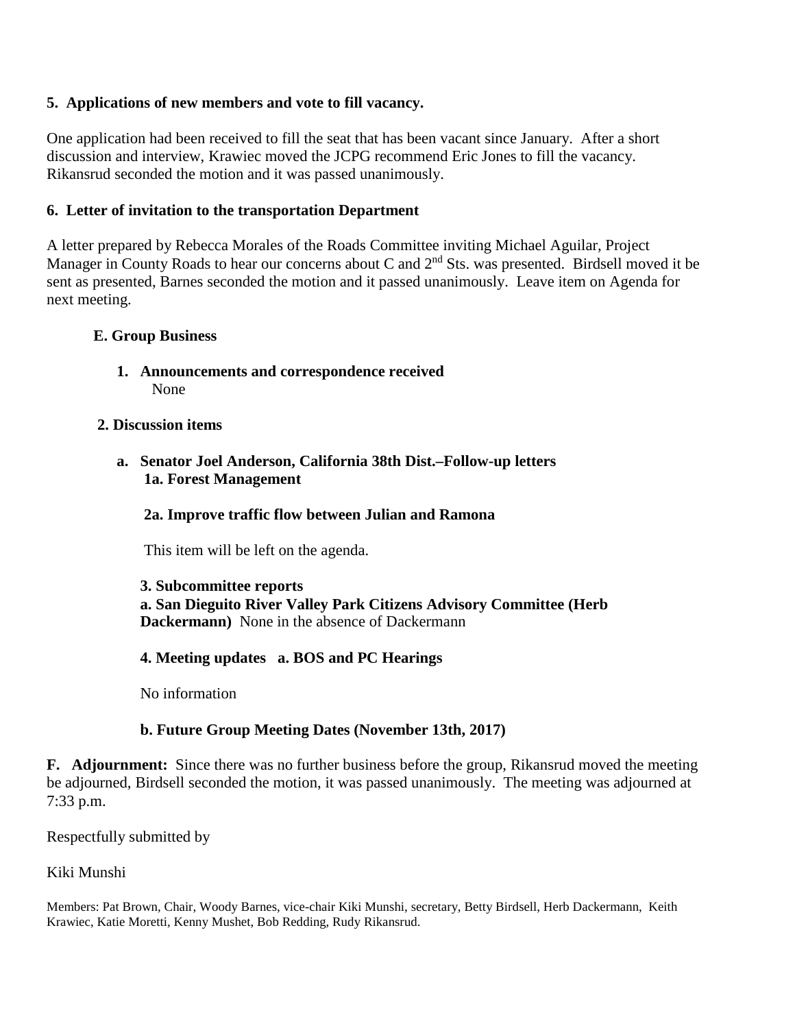**5. Applications of new members and vote to fill vacancy.**

One application had been received to fill the seat that has been vacant since January. After a short discussion and interview, Krawiec moved the JCPG recommend Eric Jones to fill the vacancy. Rikansrud seconded the motion and it was passed unanimously.

**6. Letter of invitation to the transportation Department**

A letter prepared by Rebecca Morales of the Roads Committee inviting Michael Aguilar, Project Manager in County Roads to hear our concerns about C and 2nd Sts. was presented. Birdsell moved it be sent as presented, Barnes seconded the motion and it passed unanimously. Leave item on Agenda for next meeting.

**E. Group Business**

1. **Announcements and correspondence received**
   None

**2. Discussion items**

a. **Senator Joel Anderson, California 38th Dist.–Follow-up letters**
   **1a. Forest Management**

   **2a. Improve traffic flow between Julian and Ramona**

   This item will be left on the agenda.

**3. Subcommittee reports**
**a. San Dieguito River Valley Park Citizens Advisory Committee (Herb Dackermann)** None in the absence of Dackermann

**4. Meeting updates a. BOS and PC Hearings**

No information

**b. Future Group Meeting Dates (November 13th, 2017)**

**F. Adjournment:** Since there was no further business before the group, Rikansrud moved the meeting be adjourned, Birdsell seconded the motion, it was passed unanimously. The meeting was adjourned at 7:33 p.m.

Respectfully submitted by

Kiki Munshi

Members: Pat Brown, Chair, Woody Barnes, vice-chair Kiki Munshi, secretary, Betty Birdsell, Herb Dackermann, Keith Krawiec, Katie Moretti, Kenny Mushet, Bob Redding, Rudy Rikansrud.